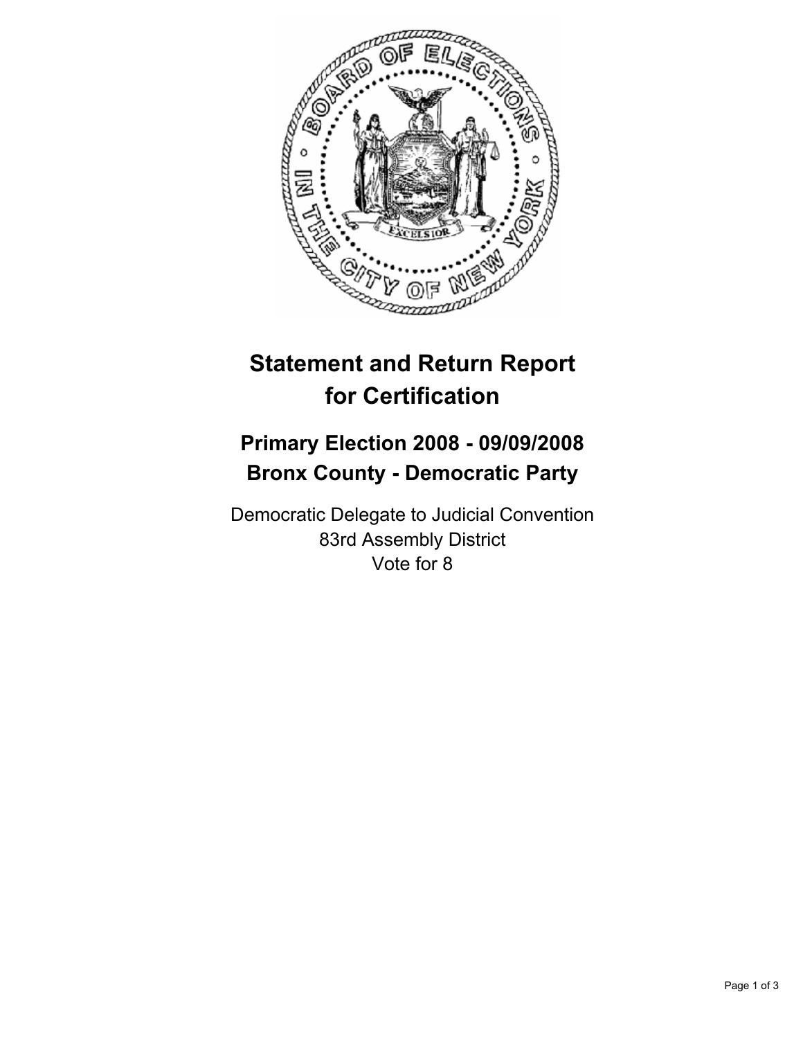# Statement and Return Report for Certification

## Primary Election 2008 - 09/09/2008
## Bronx County - Democratic Party

Democratic Delegate to Judicial Convention
83rd Assembly District
Vote for 8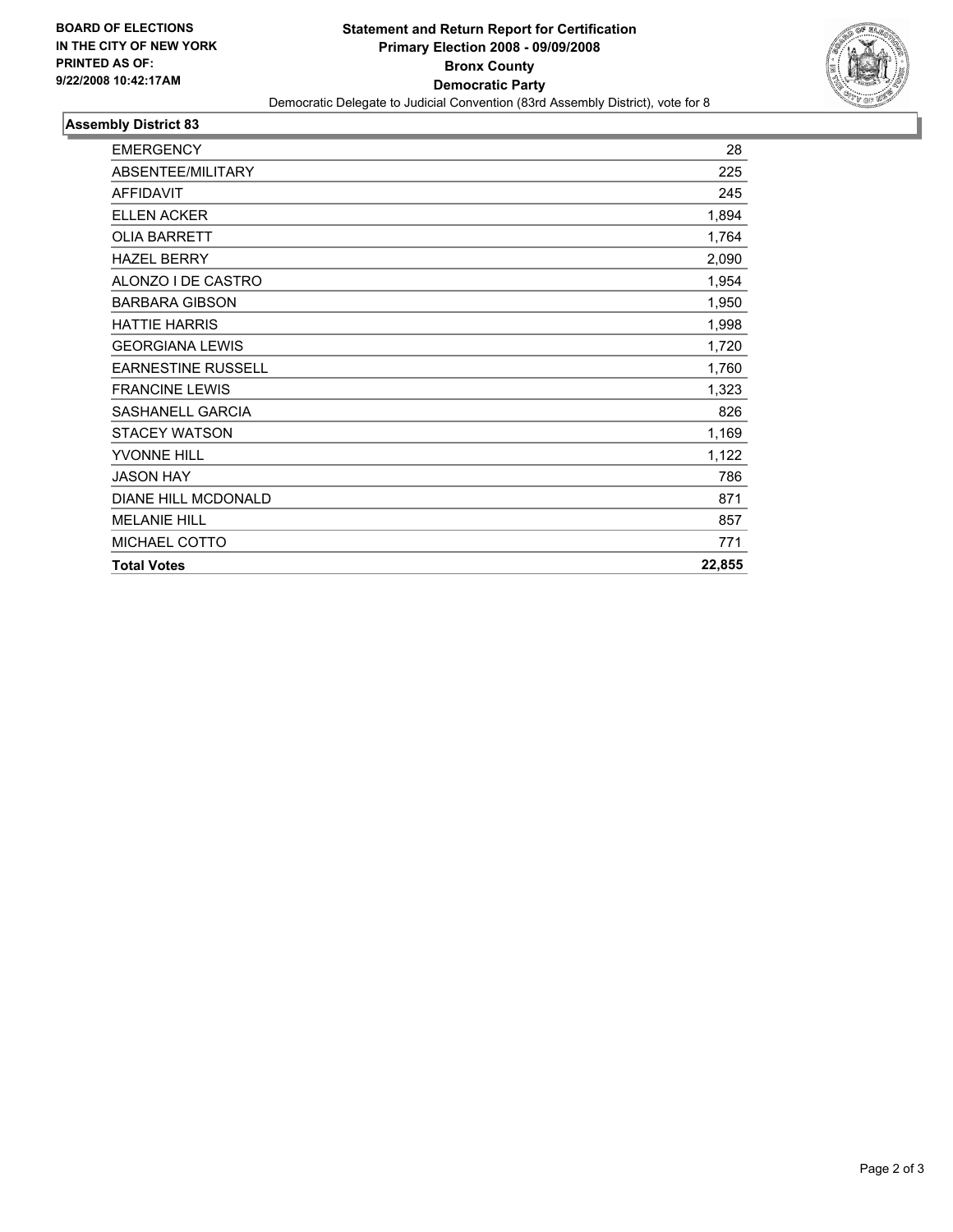**BOARD OF ELECTIONS IN THE CITY OF NEW YORK PRINTED AS OF: 9/22/2008 10:42:17AM**

# Statement and Return Report for Certification
## Primary Election 2008 - 09/09/2008
## Bronx County
## Democratic Party

Democratic Delegate to Judicial Convention (83rd Assembly District), vote for 8

### Assembly District 83

| | |
|---|---|
| EMERGENCY | 28 |
| ABSENTEE/MILITARY | 225 |
| AFFIDAVIT | 245 |
| ELLEN ACKER | 1,894 |
| OLIA BARRETT | 1,764 |
| HAZEL BERRY | 2,090 |
| ALONZO I DE CASTRO | 1,954 |
| BARBARA GIBSON | 1,950 |
| HATTIE HARRIS | 1,998 |
| GEORGIANA LEWIS | 1,720 |
| EARNESTINE RUSSELL | 1,760 |
| FRANCINE LEWIS | 1,323 |
| SASHANELL GARCIA | 826 |
| STACEY WATSON | 1,169 |
| YVONNE HILL | 1,122 |
| JASON HAY | 786 |
| DIANE HILL MCDONALD | 871 |
| MELANIE HILL | 857 |
| MICHAEL COTTO | 771 |
| **Total Votes** | **22,855** |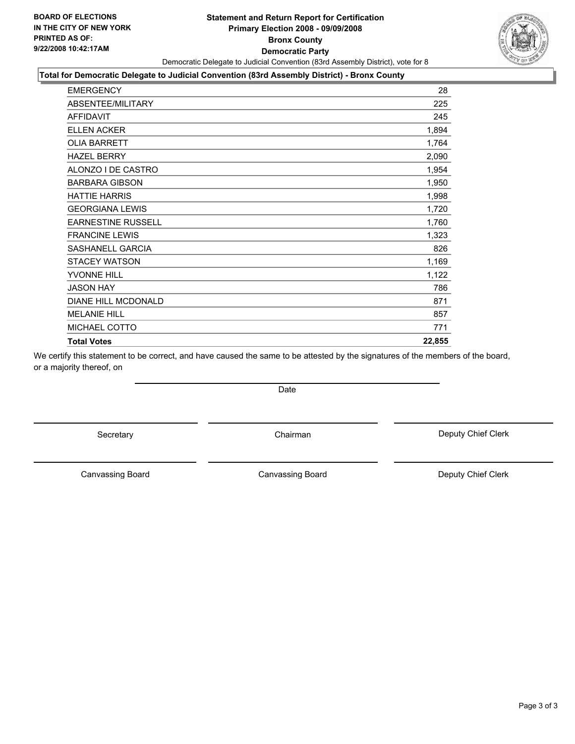**BOARD OF ELECTIONS IN THE CITY OF NEW YORK PRINTED AS OF: 9/22/2008 10:42:17AM**

# Statement and Return Report for Certification
## Primary Election 2008 - 09/09/2008
## Bronx County
## Democratic Party

Democratic Delegate to Judicial Convention (83rd Assembly District), vote for 8

### Total for Democratic Delegate to Judicial Convention (83rd Assembly District) - Bronx County

| | |
|---|---|
| EMERGENCY | 28 |
| ABSENTEE/MILITARY | 225 |
| AFFIDAVIT | 245 |
| ELLEN ACKER | 1,894 |
| OLIA BARRETT | 1,764 |
| HAZEL BERRY | 2,090 |
| ALONZO I DE CASTRO | 1,954 |
| BARBARA GIBSON | 1,950 |
| HATTIE HARRIS | 1,998 |
| GEORGIANA LEWIS | 1,720 |
| EARNESTINE RUSSELL | 1,760 |
| FRANCINE LEWIS | 1,323 |
| SASHANELL GARCIA | 826 |
| STACEY WATSON | 1,169 |
| YVONNE HILL | 1,122 |
| JASON HAY | 786 |
| DIANE HILL MCDONALD | 871 |
| MELANIE HILL | 857 |
| MICHAEL COTTO | 771 |
| **Total Votes** | **22,855** |

We certify this statement to be correct, and have caused the same to be attested by the signatures of the members of the board, or a majority thereof, on

Date

Secretary | Chairman | Deputy Chief Clerk

Canvassing Board | Canvassing Board | Deputy Chief Clerk